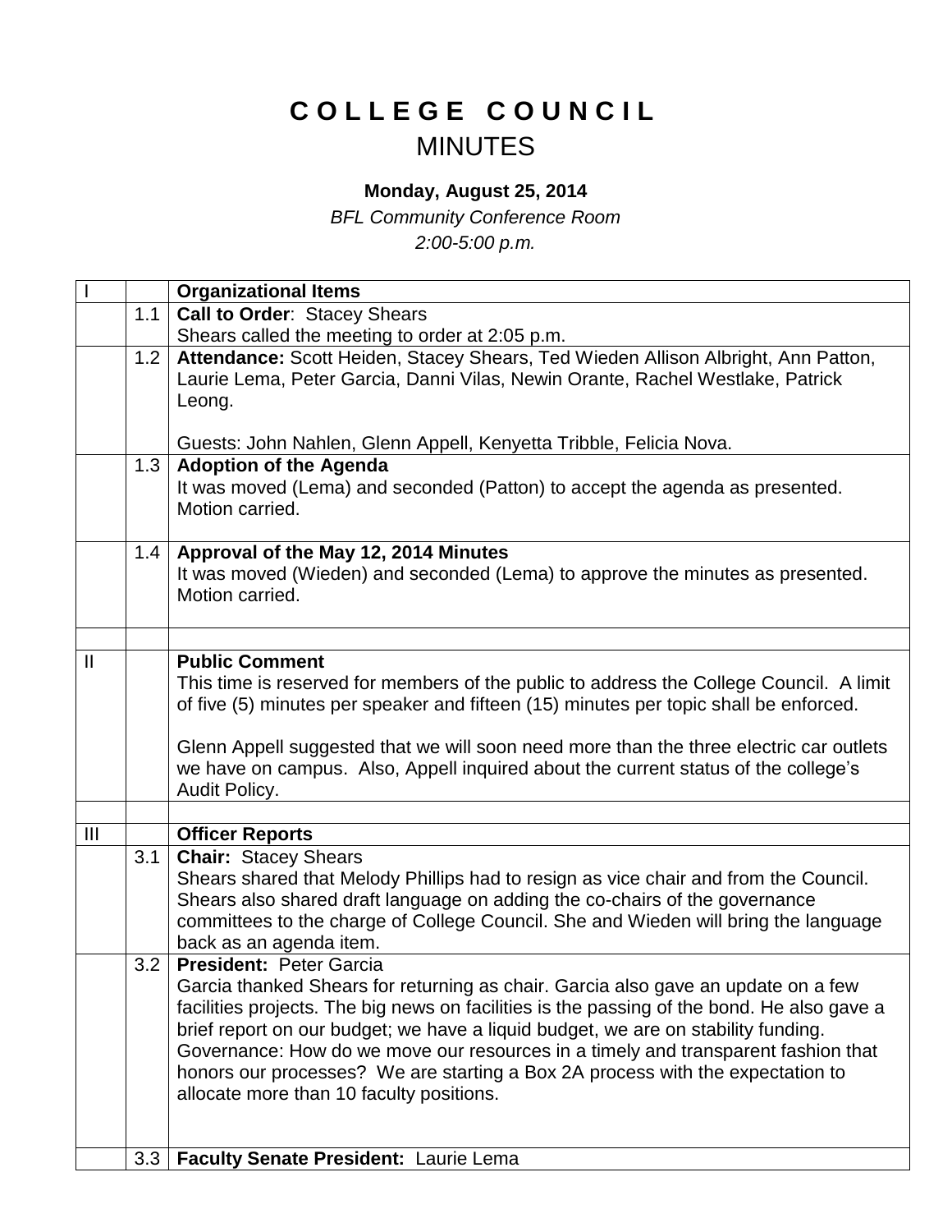# COLLEGE COUNCIL
## MINUTES

**Monday, August 25, 2014**

*BFL Community Conference Room*

*2:00-5:00 p.m.*

| I | | **Organizational Items** |
|---|---|---|
| | 1.1 | **Call to Order**: Stacey Shears<br>Shears called the meeting to order at 2:05 p.m. |
| | 1.2 | **Attendance:** Scott Heiden, Stacey Shears, Ted Wieden Allison Albright, Ann Patton, Laurie Lema, Peter Garcia, Danni Vilas, Newin Orante, Rachel Westlake, Patrick Leong.<br><br>Guests: John Nahlen, Glenn Appell, Kenyetta Tribble, Felicia Nova. |
| | 1.3 | **Adoption of the Agenda**<br>It was moved (Lema) and seconded (Patton) to accept the agenda as presented. Motion carried. |
| | 1.4 | **Approval of the May 12, 2014 Minutes**<br>It was moved (Wieden) and seconded (Lema) to approve the minutes as presented. Motion carried. |
| | | |
| II | | **Public Comment**<br>This time is reserved for members of the public to address the College Council. A limit of five (5) minutes per speaker and fifteen (15) minutes per topic shall be enforced.<br><br>Glenn Appell suggested that we will soon need more than the three electric car outlets we have on campus. Also, Appell inquired about the current status of the college's Audit Policy. |
| | | |
| III | | **Officer Reports** |
| | 3.1 | **Chair:** Stacey Shears<br>Shears shared that Melody Phillips had to resign as vice chair and from the Council. Shears also shared draft language on adding the co-chairs of the governance committees to the charge of College Council. She and Wieden will bring the language back as an agenda item. |
| | 3.2 | **President:** Peter Garcia<br>Garcia thanked Shears for returning as chair. Garcia also gave an update on a few facilities projects. The big news on facilities is the passing of the bond. He also gave a brief report on our budget; we have a liquid budget, we are on stability funding. Governance: How do we move our resources in a timely and transparent fashion that honors our processes? We are starting a Box 2A process with the expectation to allocate more than 10 faculty positions. |
| | 3.3 | **Faculty Senate President:** Laurie Lema |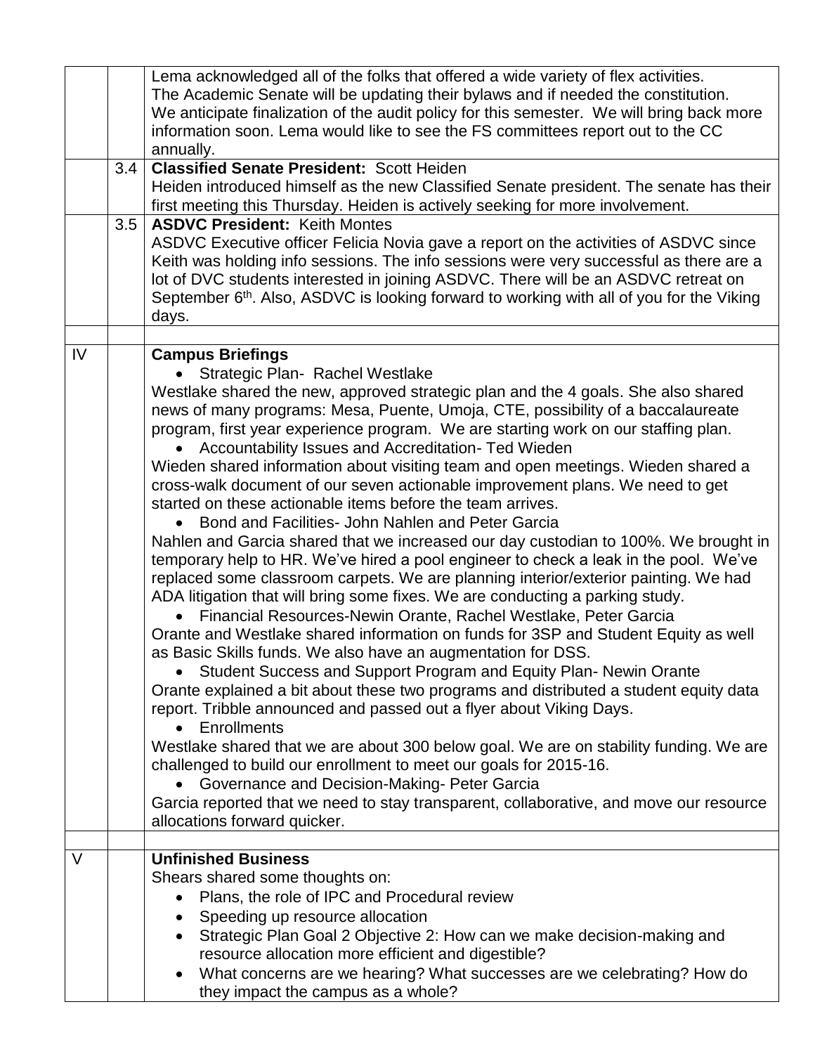| | | |
|---|---|---|
| | | Lema acknowledged all of the folks that offered a wide variety of flex activities. The Academic Senate will be updating their bylaws and if needed the constitution. We anticipate finalization of the audit policy for this semester. We will bring back more information soon. Lema would like to see the FS committees report out to the CC annually. |
| | 3.4 | **Classified Senate President:** Scott Heiden<br>Heiden introduced himself as the new Classified Senate president. The senate has their first meeting this Thursday. Heiden is actively seeking for more involvement. |
| | 3.5 | **ASDVC President:** Keith Montes<br>ASDVC Executive officer Felicia Novia gave a report on the activities of ASDVC since Keith was holding info sessions. The info sessions were very successful as there are a lot of DVC students interested in joining ASDVC. There will be an ASDVC retreat on September 6th. Also, ASDVC is looking forward to working with all of you for the Viking days. |
| | | |
| IV | | **Campus Briefings**<br>• Strategic Plan- Rachel Westlake<br>Westlake shared the new, approved strategic plan and the 4 goals. She also shared news of many programs: Mesa, Puente, Umoja, CTE, possibility of a baccalaureate program, first year experience program. We are starting work on our staffing plan.<br>• Accountability Issues and Accreditation- Ted Wieden<br>Wieden shared information about visiting team and open meetings. Wieden shared a cross-walk document of our seven actionable improvement plans. We need to get started on these actionable items before the team arrives.<br>• Bond and Facilities- John Nahlen and Peter Garcia<br>Nahlen and Garcia shared that we increased our day custodian to 100%. We brought in temporary help to HR. We've hired a pool engineer to check a leak in the pool. We've replaced some classroom carpets. We are planning interior/exterior painting. We had ADA litigation that will bring some fixes. We are conducting a parking study.<br>• Financial Resources-Newin Orante, Rachel Westlake, Peter Garcia<br>Orante and Westlake shared information on funds for 3SP and Student Equity as well as Basic Skills funds. We also have an augmentation for DSS.<br>• Student Success and Support Program and Equity Plan- Newin Orante<br>Orante explained a bit about these two programs and distributed a student equity data report. Tribble announced and passed out a flyer about Viking Days.<br>• Enrollments<br>Westlake shared that we are about 300 below goal. We are on stability funding. We are challenged to build our enrollment to meet our goals for 2015-16.<br>• Governance and Decision-Making- Peter Garcia<br>Garcia reported that we need to stay transparent, collaborative, and move our resource allocations forward quicker. |
| | | |
| V | | **Unfinished Business**<br>Shears shared some thoughts on:<br>• Plans, the role of IPC and Procedural review<br>• Speeding up resource allocation<br>• Strategic Plan Goal 2 Objective 2: How can we make decision-making and resource allocation more efficient and digestible?<br>• What concerns are we hearing? What successes are we celebrating? How do they impact the campus as a whole? |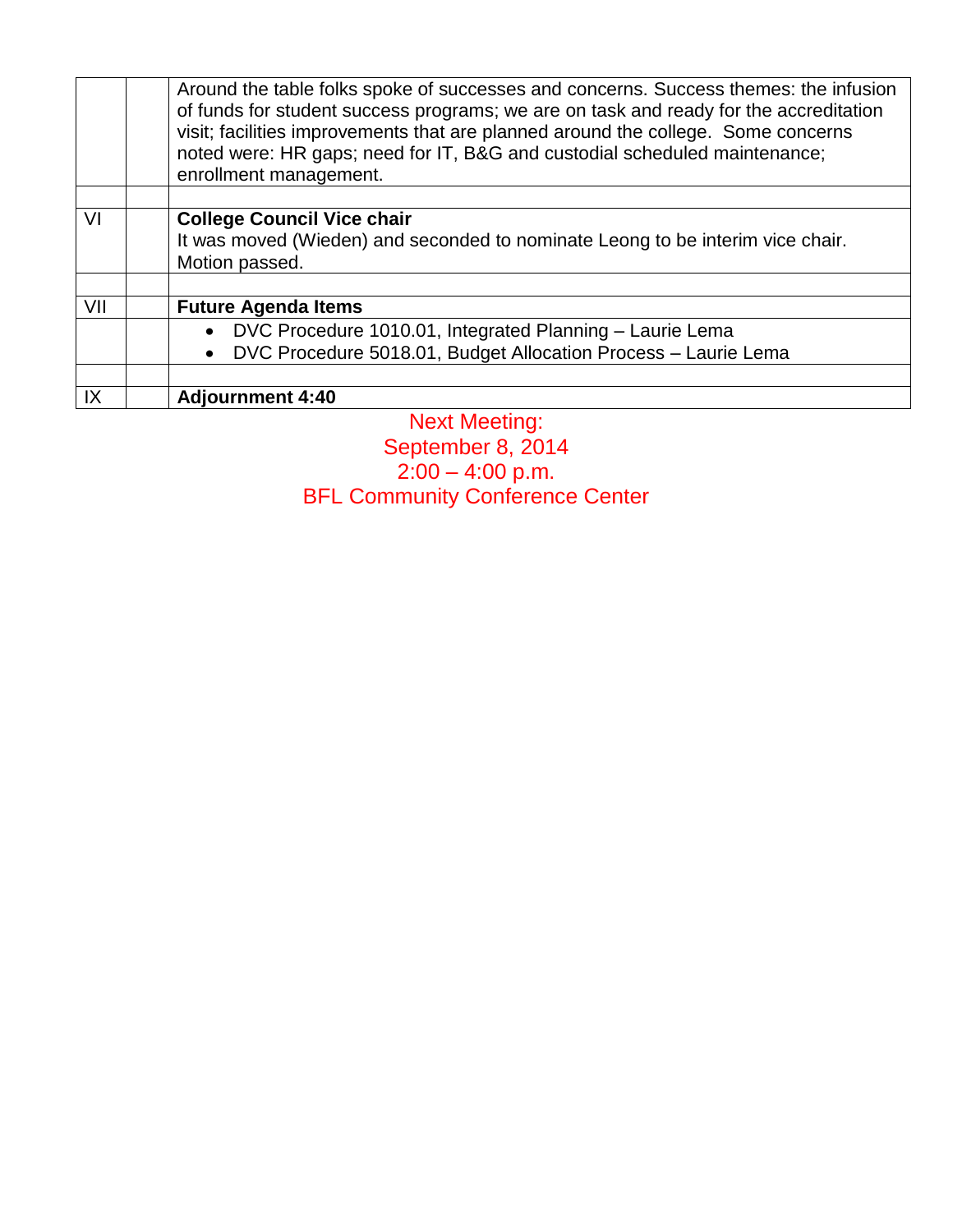| | | |
|---|---|---|
| | | Around the table folks spoke of successes and concerns. Success themes: the infusion of funds for student success programs; we are on task and ready for the accreditation visit; facilities improvements that are planned around the college. Some concerns noted were: HR gaps; need for IT, B&G and custodial scheduled maintenance; enrollment management. |
| | | |
| VI | | **College Council Vice chair** It was moved (Wieden) and seconded to nominate Leong to be interim vice chair. Motion passed. |
| | | |
| VII | | **Future Agenda Items** |
| | | • DVC Procedure 1010.01, Integrated Planning – Laurie Lema • DVC Procedure 5018.01, Budget Allocation Process – Laurie Lema |
| | | |
| IX | | **Adjournment 4:40** |

Next Meeting:
September 8, 2014
2:00 – 4:00 p.m.
BFL Community Conference Center